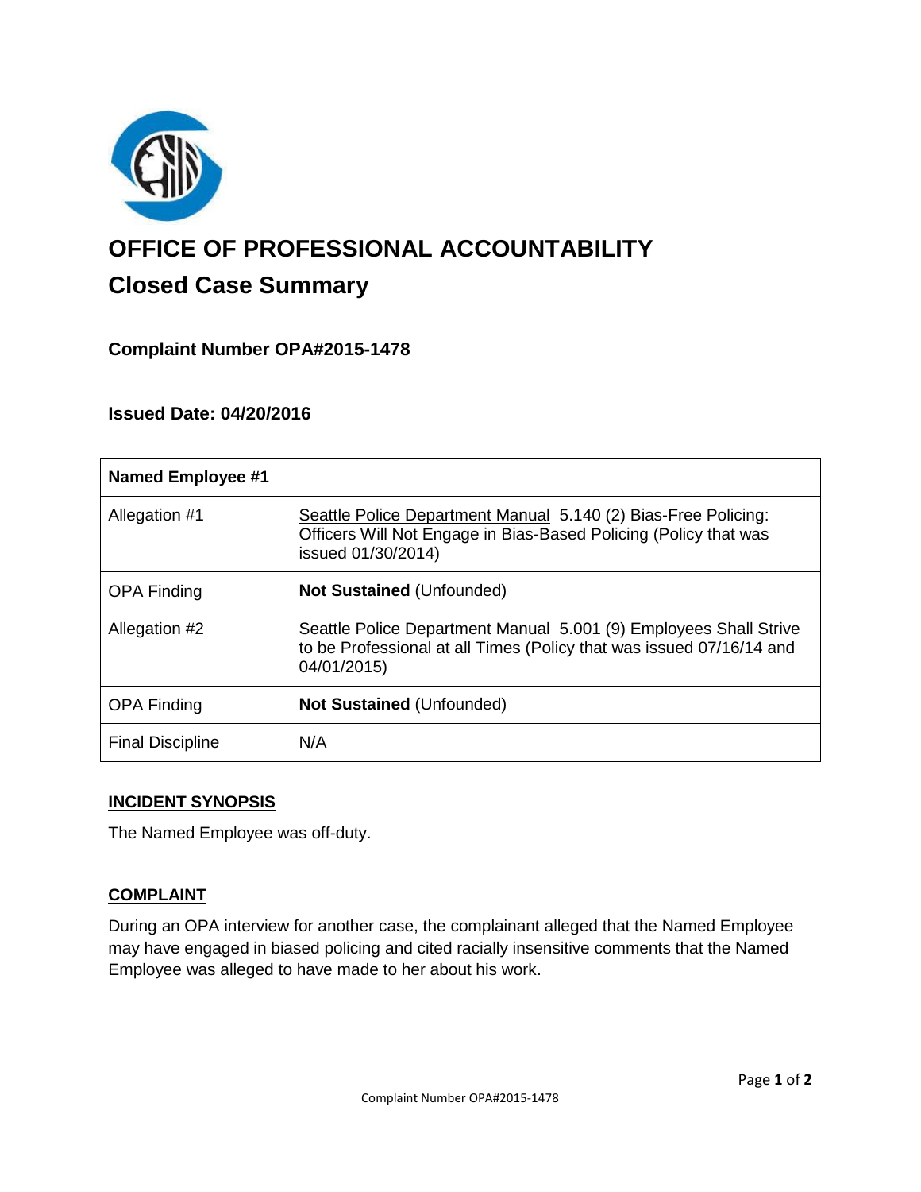# OFFICE OF PROFESSIONAL ACCOUNTABILITY

## Closed Case Summary

### Complaint Number OPA#2015-1478

### Issued Date: 04/20/2016

| Named Employee #1 | |
|---|---|
| Allegation #1 | Seattle Police Department Manual 5.140 (2) Bias-Free Policing: Officers Will Not Engage in Bias-Based Policing (Policy that was issued 01/30/2014) |
| OPA Finding | **Not Sustained** (Unfounded) |
| Allegation #2 | Seattle Police Department Manual 5.001 (9) Employees Shall Strive to be Professional at all Times (Policy that was issued 07/16/14 and 04/01/2015) |
| OPA Finding | **Not Sustained** (Unfounded) |
| Final Discipline | N/A |

### INCIDENT SYNOPSIS

The Named Employee was off-duty.

### COMPLAINT

During an OPA interview for another case, the complainant alleged that the Named Employee may have engaged in biased policing and cited racially insensitive comments that the Named Employee was alleged to have made to her about his work.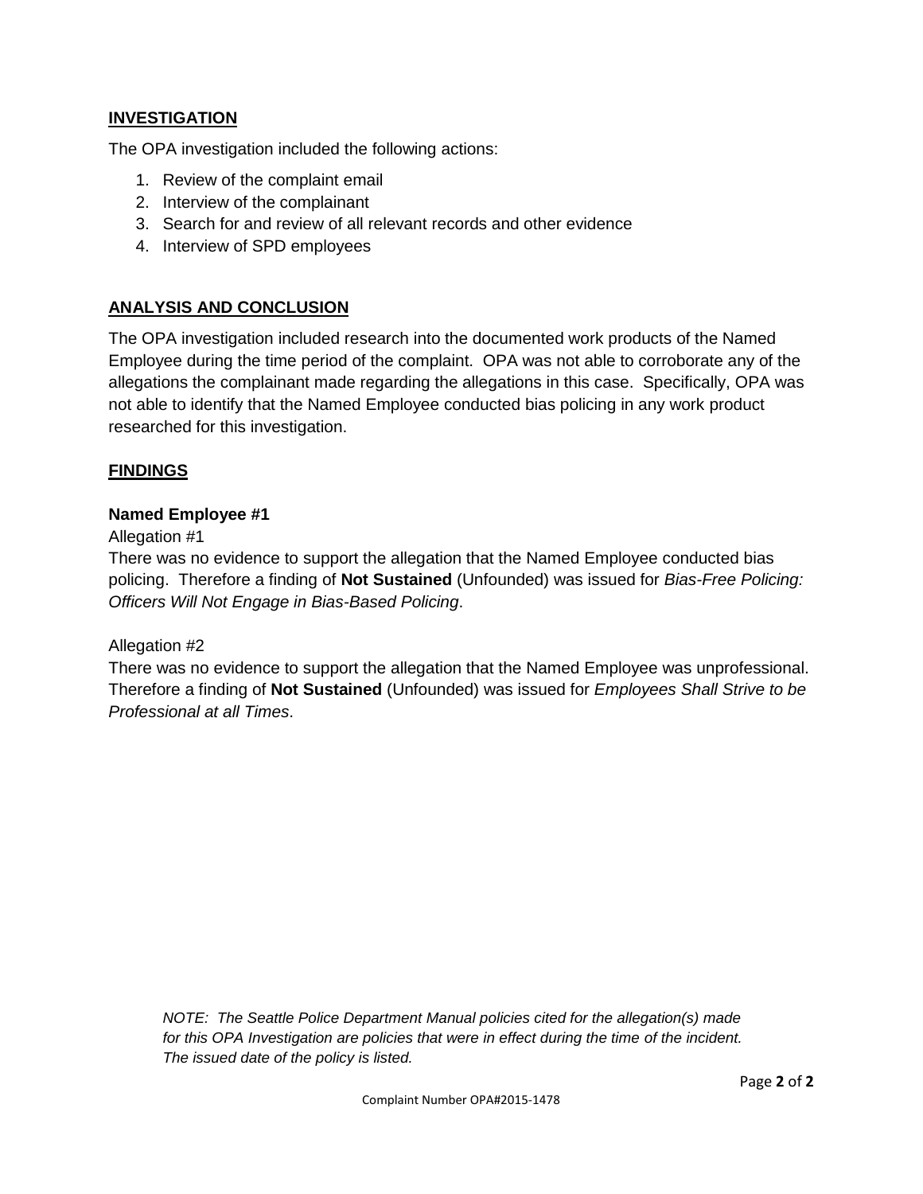## INVESTIGATION

The OPA investigation included the following actions:

1. Review of the complaint email
2. Interview of the complainant
3. Search for and review of all relevant records and other evidence
4. Interview of SPD employees

## ANALYSIS AND CONCLUSION

The OPA investigation included research into the documented work products of the Named Employee during the time period of the complaint. OPA was not able to corroborate any of the allegations the complainant made regarding the allegations in this case. Specifically, OPA was not able to identify that the Named Employee conducted bias policing in any work product researched for this investigation.

## FINDINGS

**Named Employee #1**

Allegation #1

There was no evidence to support the allegation that the Named Employee conducted bias policing. Therefore a finding of **Not Sustained** (Unfounded) was issued for *Bias-Free Policing: Officers Will Not Engage in Bias-Based Policing*.

Allegation #2

There was no evidence to support the allegation that the Named Employee was unprofessional. Therefore a finding of **Not Sustained** (Unfounded) was issued for *Employees Shall Strive to be Professional at all Times*.

*NOTE: The Seattle Police Department Manual policies cited for the allegation(s) made for this OPA Investigation are policies that were in effect during the time of the incident. The issued date of the policy is listed.*

Complaint Number OPA#2015-1478